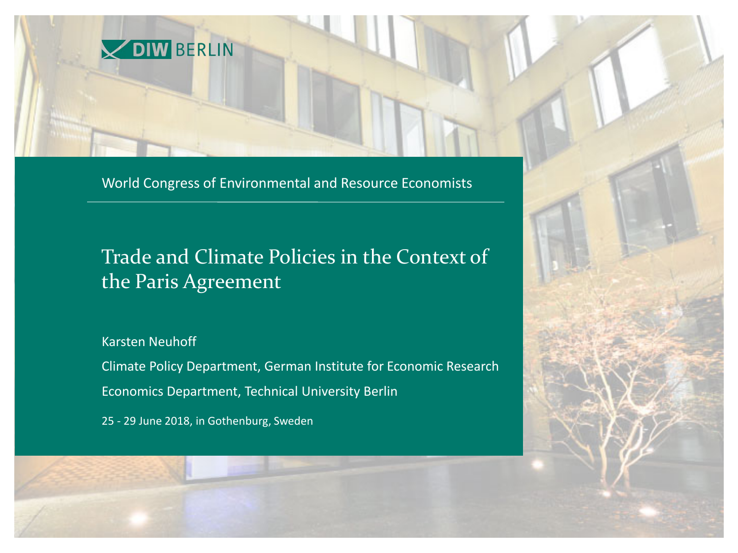DIW BERLIN

World Congress of Environmental and Resource Economists

# Trade and Climate Policies in the Context of the Paris Agreement

Karsten Neuhoff

Climate Policy Department, German Institute for Economic Research

Economics Department, Technical University Berlin

25 - 29 June 2018, in Gothenburg, Sweden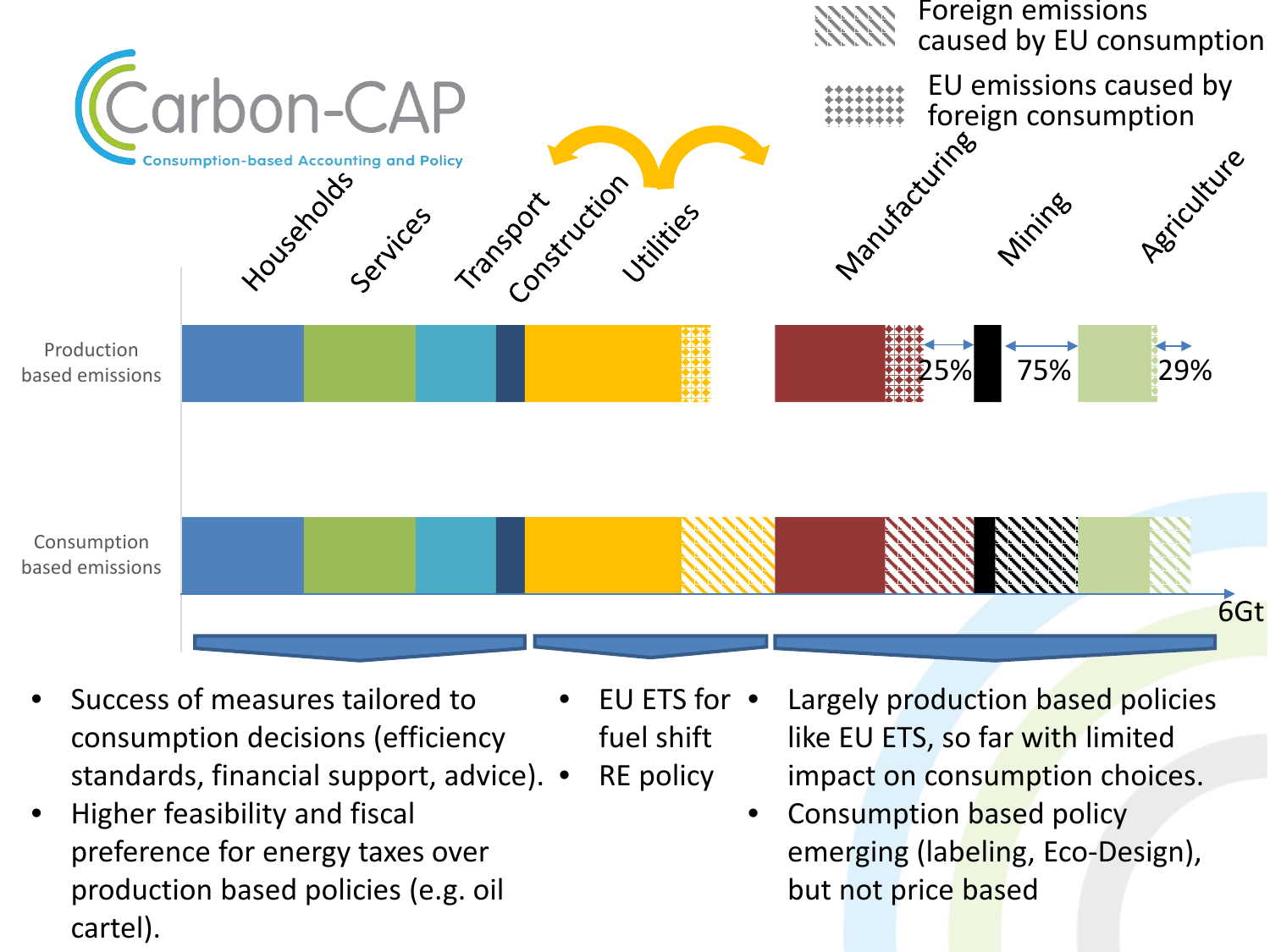Carbon-CAP

Consumption-based Accounting and Policy

Foreign emissions caused by EU consumption

EU emissions caused by foreign consumption

Households | Services | Transport | Construction | Utilities | Manufacturing | Mining | Agriculture

Production based emissions

25% | 75% | 29%

Consumption based emissions

6Gt

- Success of measures tailored to consumption decisions (efficiency standards, financial support, advice).
- Higher feasibility and fiscal preference for energy taxes over production based policies (e.g. oil cartel).

- EU ETS for fuel shift
- RE policy

- Largely production based policies like EU ETS, so far with limited impact on consumption choices.
- Consumption based policy emerging (labeling, Eco-Design), but not price based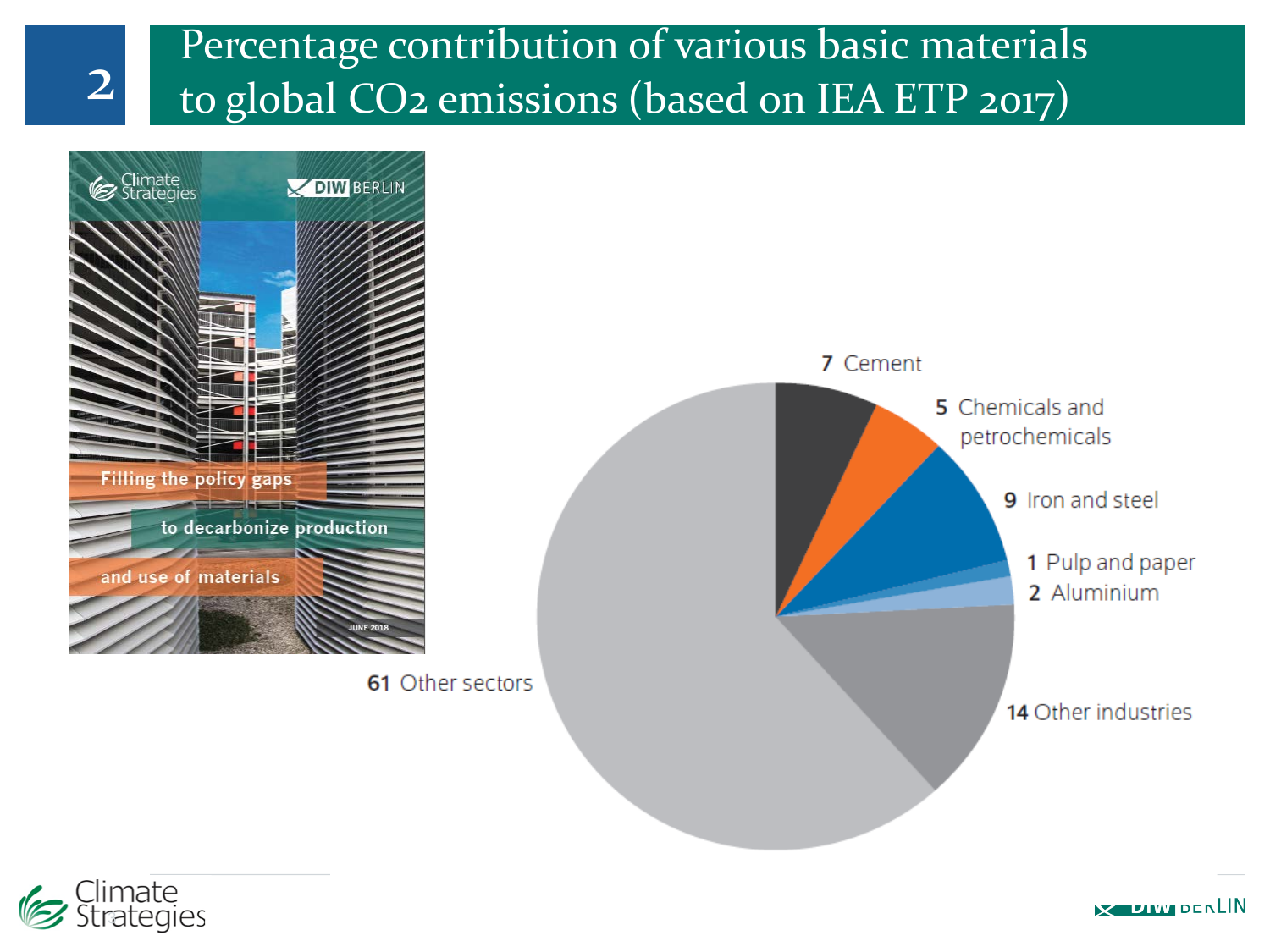# Percentage contribution of various basic materials to global $CO_2$ emissions (based on IEA ETP 2017)

Filling the policy gaps to decarbonize production and use of materials

JUNE 2018

| Sector | Percentage |
| --- | --- |
| Cement | 7 |
| Chemicals and petrochemicals | 5 |
| Iron and steel | 9 |
| Pulp and paper | 1 |
| Aluminium | 2 |
| Other industries | 14 |
| Other sectors | 61 |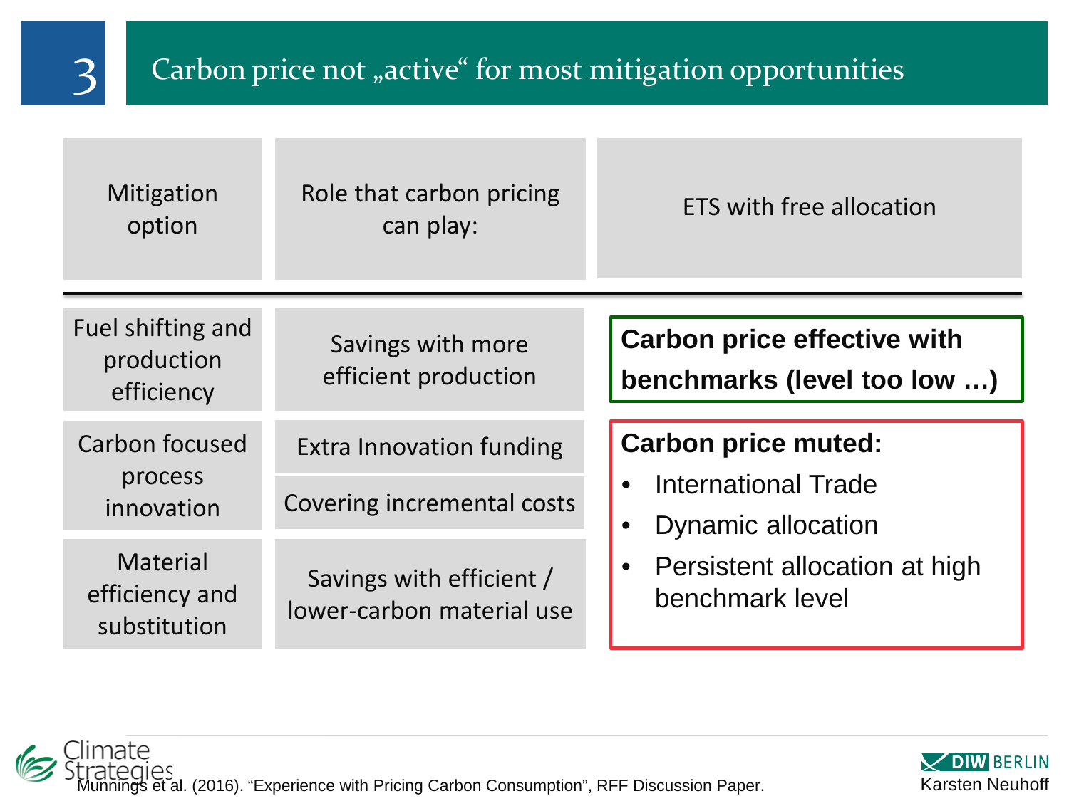# 3 Carbon price not „active“ for most mitigation opportunities

| Mitigation option | Role that carbon pricing can play: | ETS with free allocation |
|---|---|---|
| Fuel shifting and production efficiency | Savings with more efficient production | **Carbon price effective with benchmarks (level too low …)** |
| Carbon focused process innovation | Extra Innovation funding | **Carbon price muted:**<br>• International Trade<br>• Dynamic allocation<br>• Persistent allocation at high benchmark level |
| | Covering incremental costs | |
| Material efficiency and substitution | Savings with efficient / lower-carbon material use | |

Munnings et al. (2016). “Experience with Pricing Carbon Consumption”, RFF Discussion Paper.

Karsten Neuhoff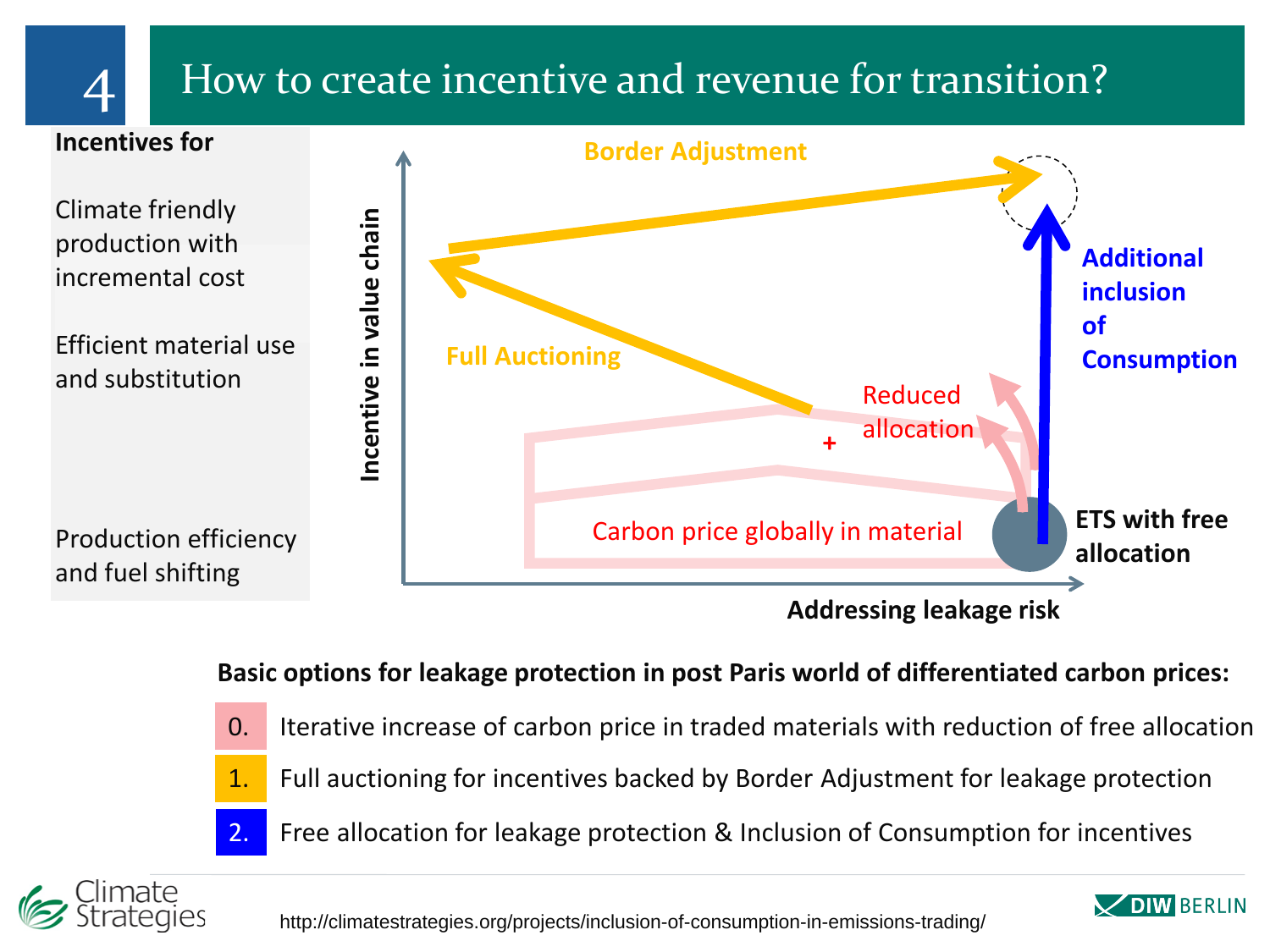# 4 How to create incentive and revenue for transition?

**Incentives for**

Climate friendly production with incremental cost

Efficient material use and substitution

Production efficiency and fuel shifting

Border Adjustment

Full Auctioning

Additional inclusion of Consumption

Reduced allocation

+

Carbon price globally in material

ETS with free allocation

Incentive in value chain

Addressing leakage risk

**Basic options for leakage protection in post Paris world of differentiated carbon prices:**

0. Iterative increase of carbon price in traded materials with reduction of free allocation
1. Full auctioning for incentives backed by Border Adjustment for leakage protection
2. Free allocation for leakage protection & Inclusion of Consumption for incentives

Climate Strategies

http://climatestrategies.org/projects/inclusion-of-consumption-in-emissions-trading/

DIW BERLIN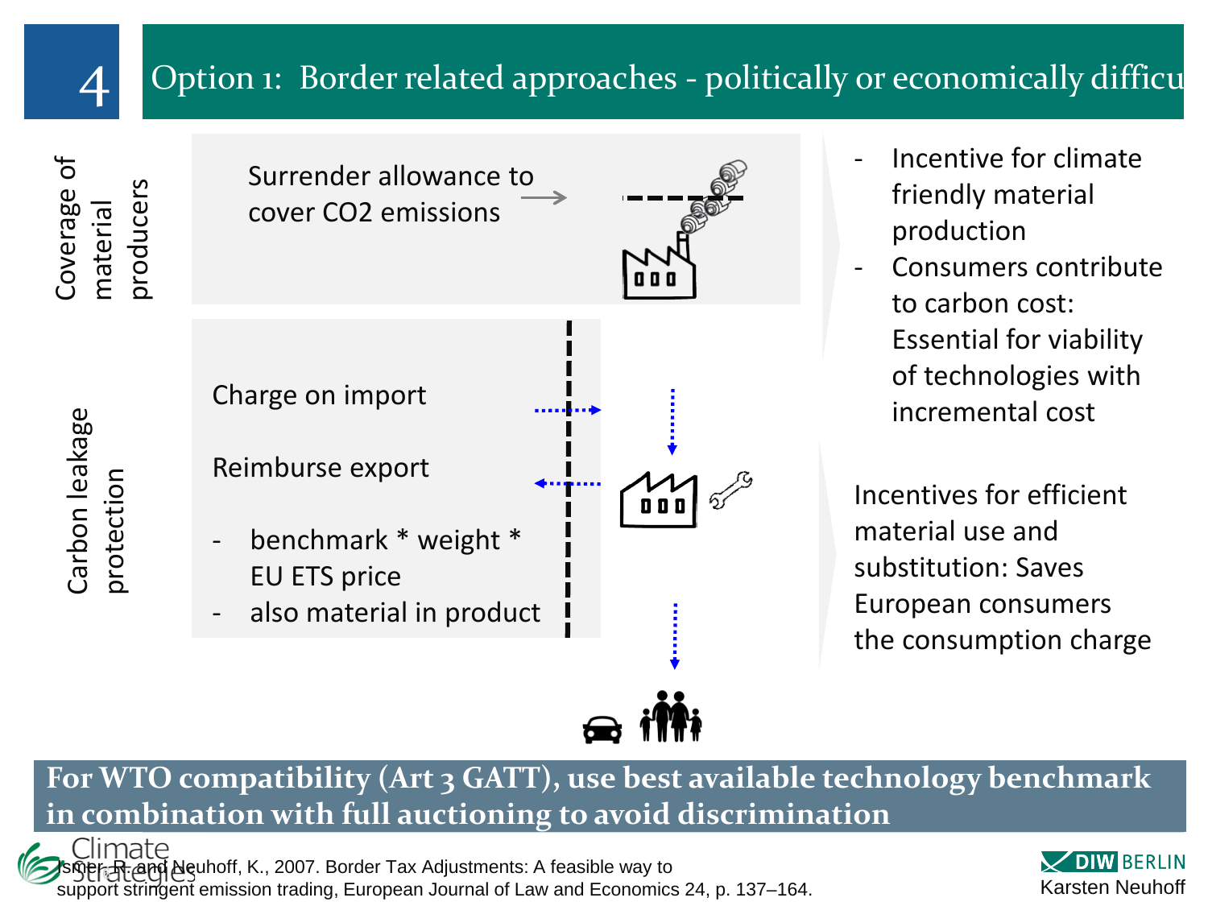# 4 Option 1: Border related approaches - politically or economically difficu

**Coverage of material producers**

Surrender allowance to cover $CO_2$ emissions

- Incentive for climate friendly material production
- Consumers contribute to carbon cost: Essential for viability of technologies with incremental cost

**Carbon leakage protection**

Charge on import

Reimburse export

- benchmark * weight * EU ETS price
- also material in product

Incentives for efficient material use and substitution: Saves European consumers the consumption charge

**For WTO compatibility (Art 3 GATT), use best available technology benchmark in combination with full auctioning to avoid discrimination**

Ismer, R. and Neuhoff, K., 2007. Border Tax Adjustments: A feasible way to support stringent emission trading, European Journal of Law and Economics 24, p. 137–164.

Climate Strategies

DIW BERLIN
Karsten Neuhoff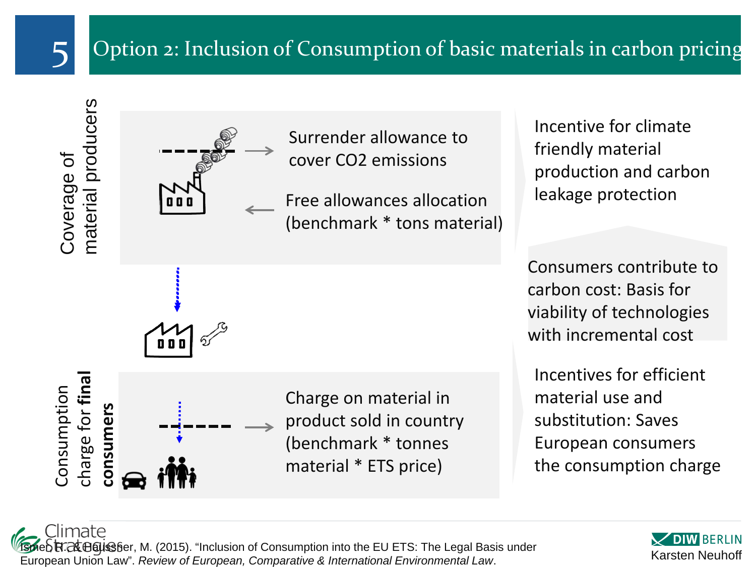# 5 Option 2: Inclusion of Consumption of basic materials in carbon pricing

**Coverage of material producers**

- Surrender allowance to cover $CO_2$ emissions
- Free allowances allocation (benchmark * tons material)

Incentive for climate friendly material production and carbon leakage protection

Consumers contribute to carbon cost: Basis for viability of technologies with incremental cost

**Consumption charge for final consumers**

- Charge on material in product sold in country (benchmark * tonnes material * ETS price)

Incentives for efficient material use and substitution: Saves European consumers the consumption charge

Ismer, R. & Haussner, M. (2015). "Inclusion of Consumption into the EU ETS: The Legal Basis under European Union Law". *Review of European, Comparative & International Environmental Law*.

Karsten Neuhoff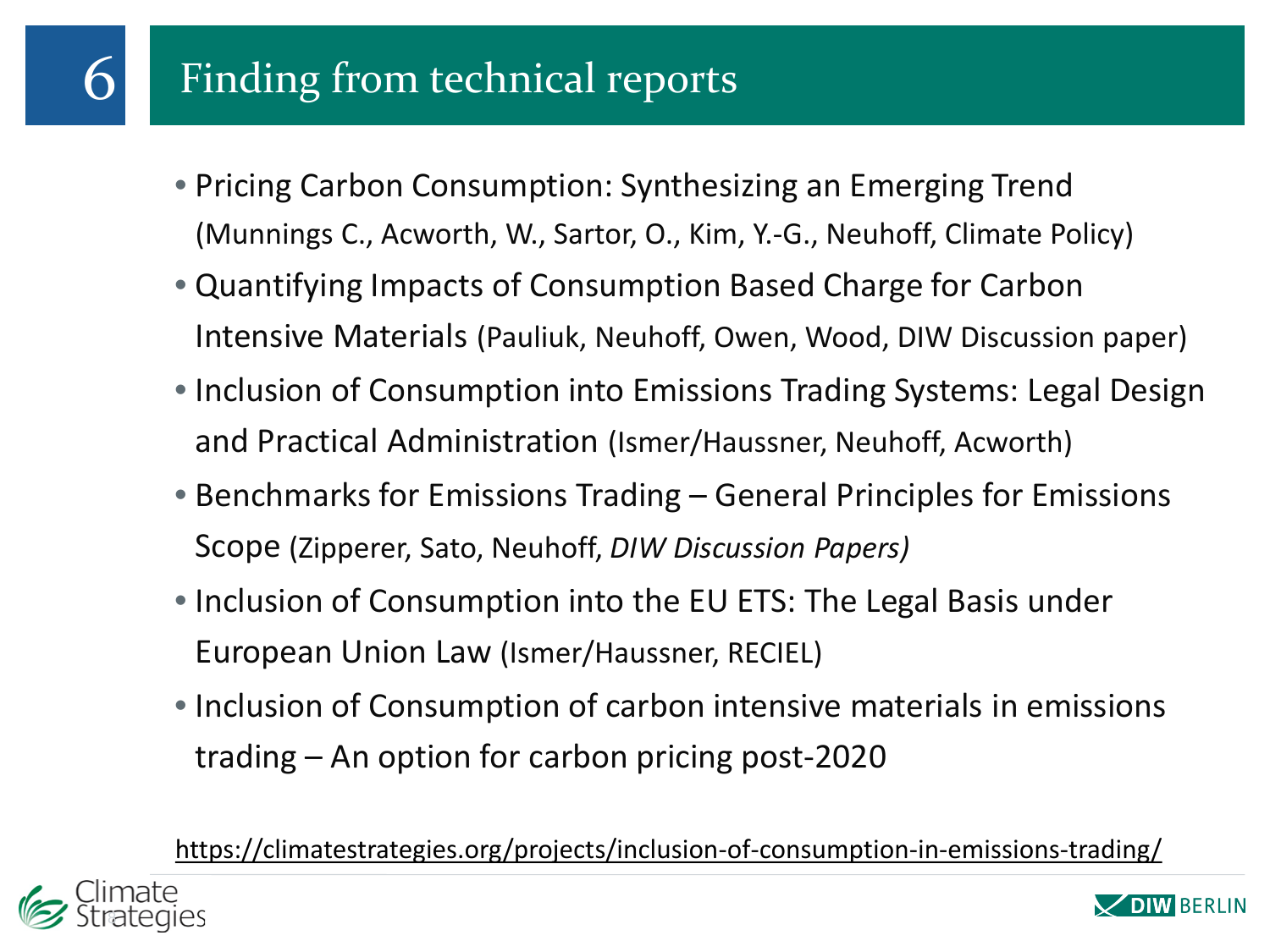# 6 Finding from technical reports

- Pricing Carbon Consumption: Synthesizing an Emerging Trend (Munnings C., Acworth, W., Sartor, O., Kim, Y.-G., Neuhoff, Climate Policy)
- Quantifying Impacts of Consumption Based Charge for Carbon Intensive Materials (Pauliuk, Neuhoff, Owen, Wood, DIW Discussion paper)
- Inclusion of Consumption into Emissions Trading Systems: Legal Design and Practical Administration (Ismer/Haussner, Neuhoff, Acworth)
- Benchmarks for Emissions Trading – General Principles for Emissions Scope (Zipperer, Sato, Neuhoff, *DIW Discussion Papers)*
- Inclusion of Consumption into the EU ETS: The Legal Basis under European Union Law (Ismer/Haussner, RECIEL)
- Inclusion of Consumption of carbon intensive materials in emissions trading – An option for carbon pricing post-2020

https://climatestrategies.org/projects/inclusion-of-consumption-in-emissions-trading/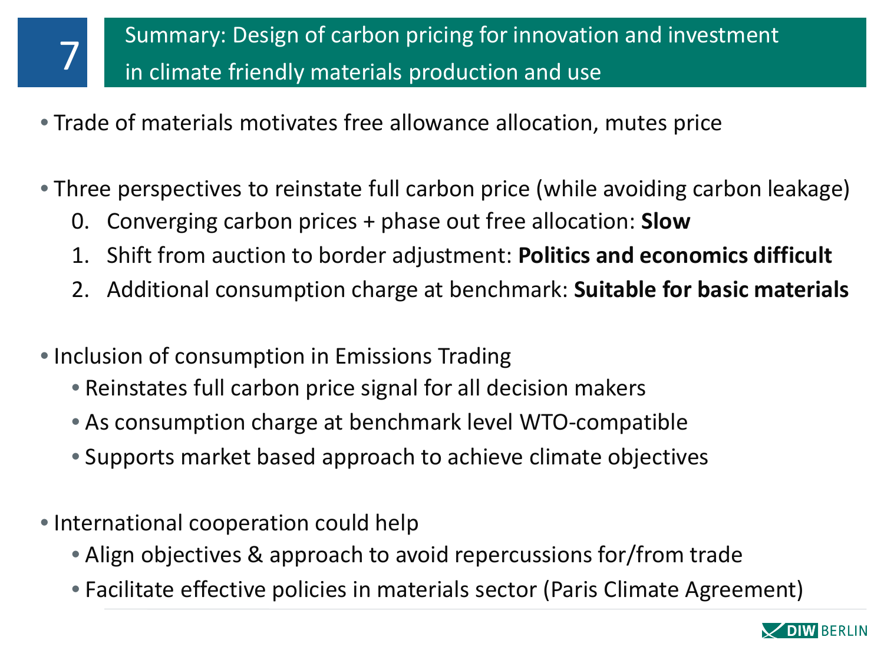# 7 Summary: Design of carbon pricing for innovation and investment in climate friendly materials production and use

- Trade of materials motivates free allowance allocation, mutes price

- Three perspectives to reinstate full carbon price (while avoiding carbon leakage)
  0. Converging carbon prices + phase out free allocation: **Slow**
  1. Shift from auction to border adjustment: **Politics and economics difficult**
  2. Additional consumption charge at benchmark: **Suitable for basic materials**

- Inclusion of consumption in Emissions Trading
  - Reinstates full carbon price signal for all decision makers
  - As consumption charge at benchmark level WTO-compatible
  - Supports market based approach to achieve climate objectives

- International cooperation could help
  - Align objectives & approach to avoid repercussions for/from trade
  - Facilitate effective policies in materials sector (Paris Climate Agreement)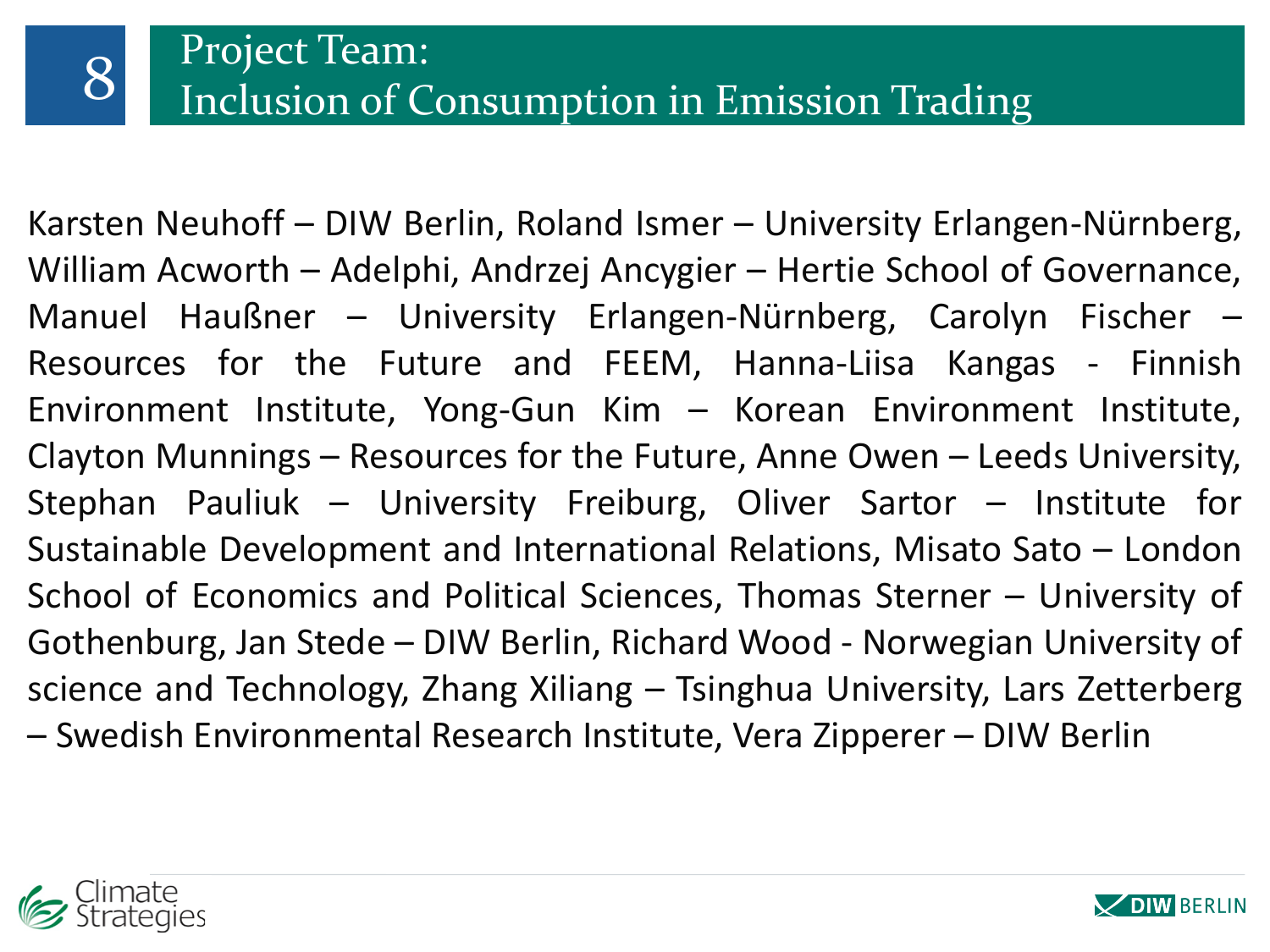# Project Team: Inclusion of Consumption in Emission Trading

Karsten Neuhoff – DIW Berlin, Roland Ismer – University Erlangen-Nürnberg, William Acworth – Adelphi, Andrzej Ancygier – Hertie School of Governance, Manuel Haußner – University Erlangen-Nürnberg, Carolyn Fischer – Resources for the Future and FEEM, Hanna-Liisa Kangas - Finnish Environment Institute, Yong-Gun Kim – Korean Environment Institute, Clayton Munnings – Resources for the Future, Anne Owen – Leeds University, Stephan Pauliuk – University Freiburg, Oliver Sartor – Institute for Sustainable Development and International Relations, Misato Sato – London School of Economics and Political Sciences, Thomas Sterner – University of Gothenburg, Jan Stede – DIW Berlin, Richard Wood - Norwegian University of science and Technology, Zhang Xiliang – Tsinghua University, Lars Zetterberg – Swedish Environmental Research Institute, Vera Zipperer – DIW Berlin